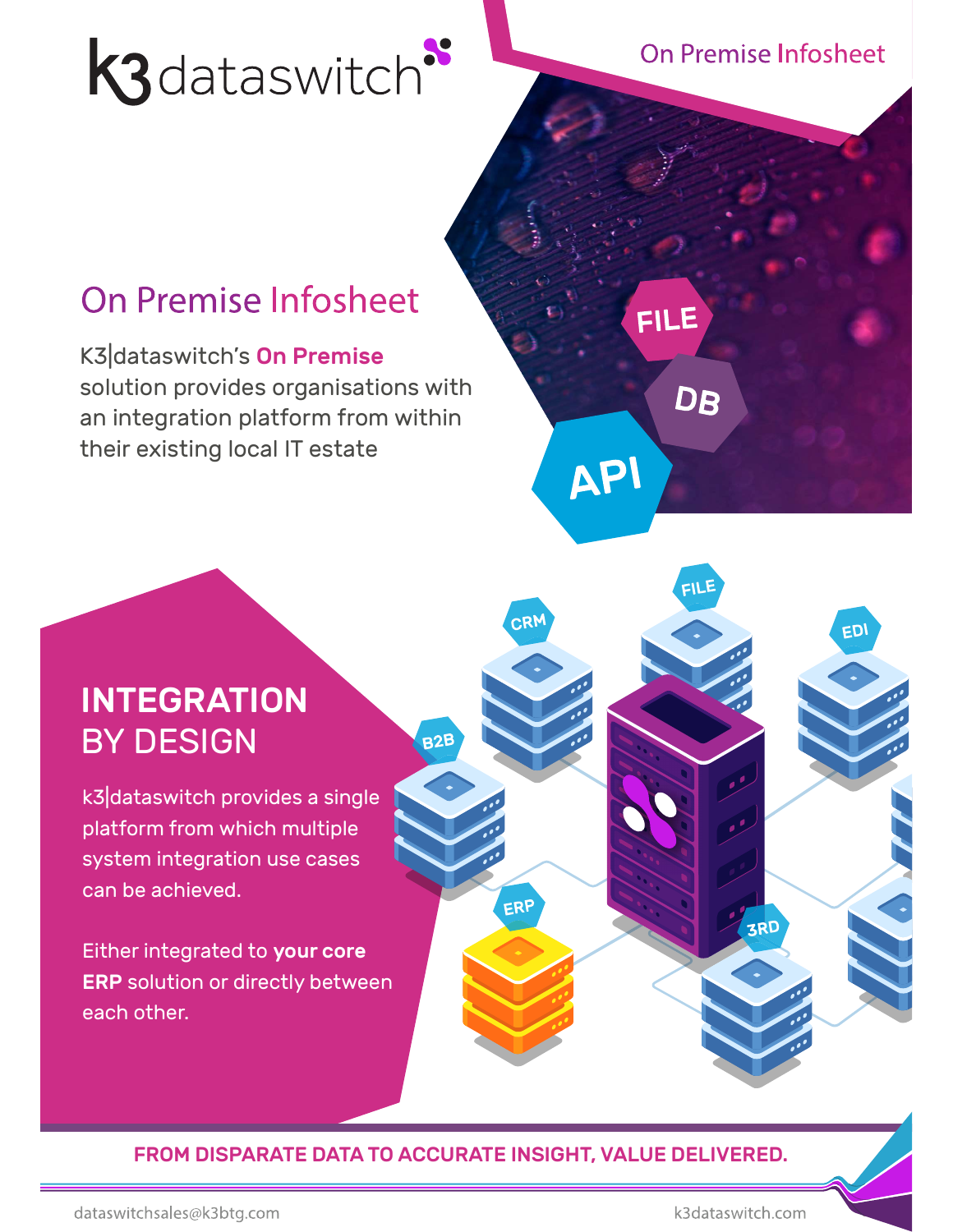# On Premise Infosheet

K3|dataswitch's **On Premise** solution provides organisations with an integration platform from within their existing local IT estate

## INTEGRATION BY DESIGN

k3|dataswitch provides a single platform from which multiple system integration use cases can be achieved.

Either integrated to **your core ERP** solution or directly between each other.

**FROM DISPARATE DATA TO ACCURATE INSIGHT, VALUE DELIVERED.**

dataswitchsales@k3btg.com

k3dataswitch.com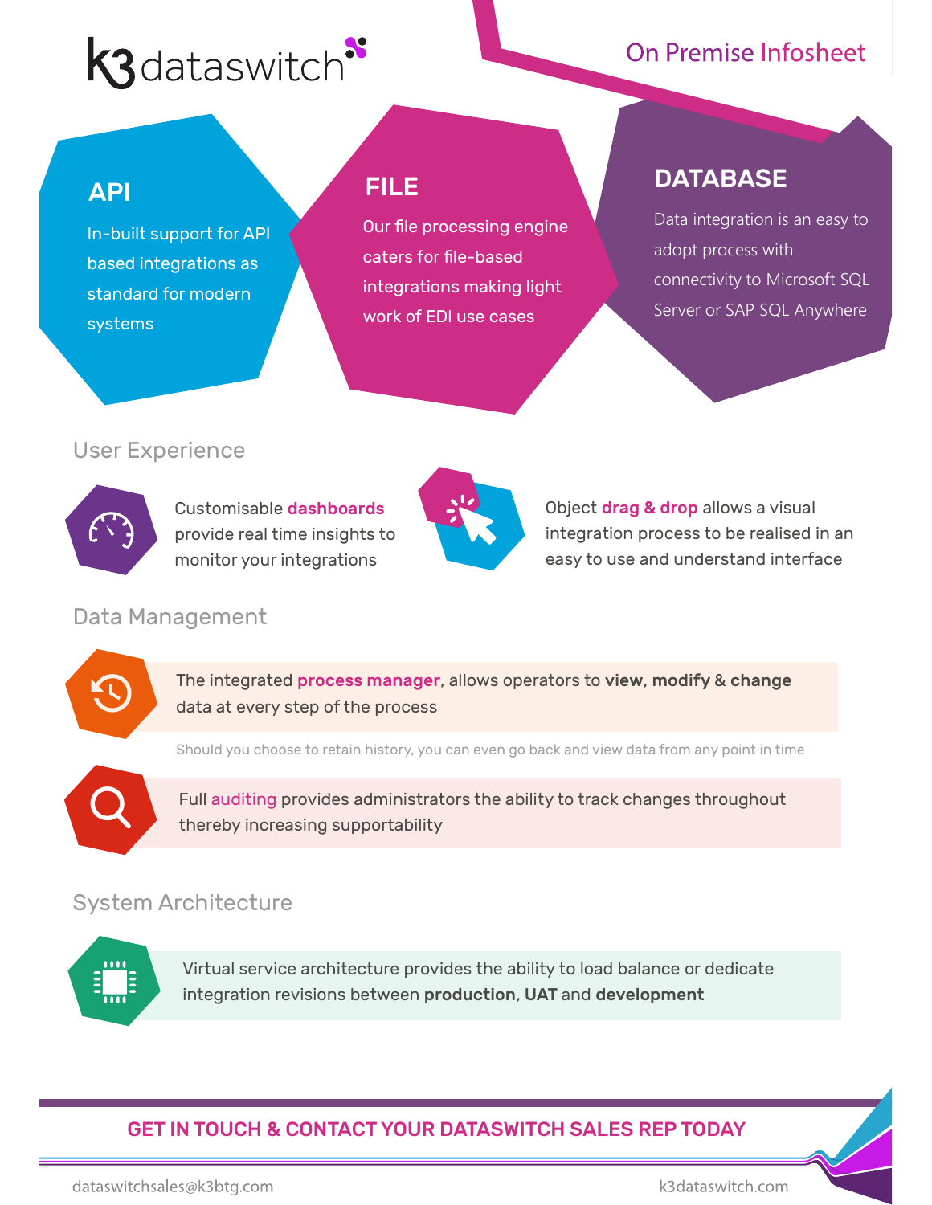k3 dataswitch

On Premise Infosheet

## API

In-built support for API based integrations as standard for modern systems

## FILE

Our file processing engine caters for file-based integrations making light work of EDI use cases

## DATABASE

Data integration is an easy to adopt process with connectivity to Microsoft SQL Server or SAP SQL Anywhere

## User Experience

Customisable **dashboards** provide real time insights to monitor your integrations

Object **drag & drop** allows a visual integration process to be realised in an easy to use and understand interface

## Data Management

The integrated **process manager**, allows operators to **view**, **modify** & **change** data at every step of the process

Should you choose to retain history, you can even go back and view data from any point in time

Full auditing provides administrators the ability to track changes throughout thereby increasing supportability

## System Architecture

Virtual service architecture provides the ability to load balance or dedicate integration revisions between **production**, **UAT** and **development**

**GET IN TOUCH & CONTACT YOUR DATASWITCH SALES REP TODAY**

dataswitchsales@k3btg.com

k3dataswitch.com